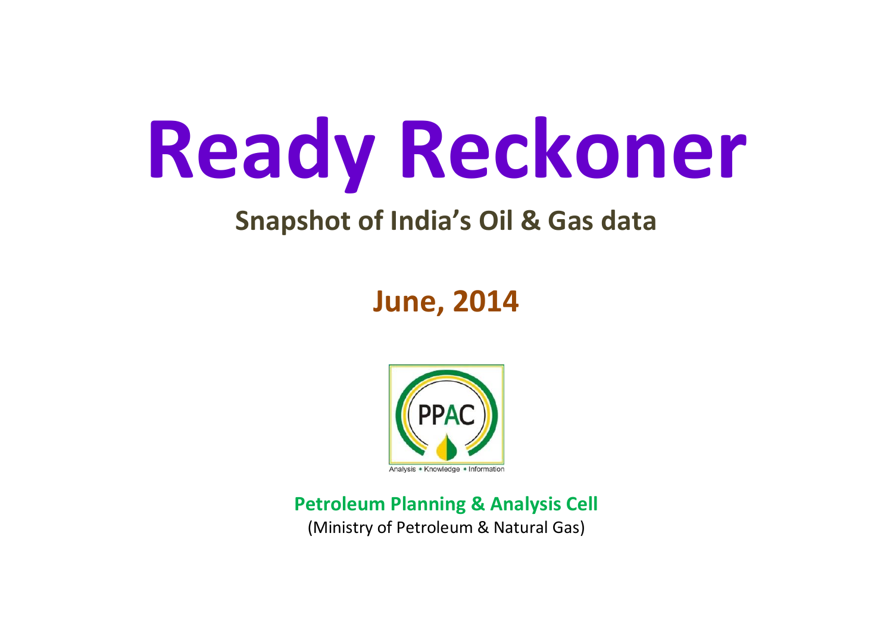# Ready Reckoner

## Snapshot of India's Oil & Gas data

## June, 2014

PPAC

Analysis • Knowledge • Information

**Petroleum Planning & Analysis Cell**

(Ministry of Petroleum & Natural Gas)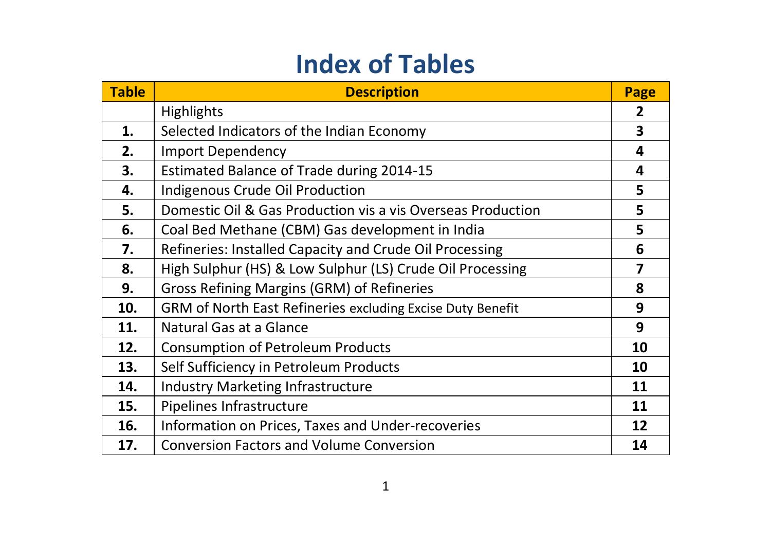# Index of Tables

| Table | Description | Page |
|---|---|---|
| | Highlights | **2** |
| **1.** | Selected Indicators of the Indian Economy | **3** |
| **2.** | Import Dependency | **4** |
| **3.** | Estimated Balance of Trade during 2014-15 | **4** |
| **4.** | Indigenous Crude Oil Production | **5** |
| **5.** | Domestic Oil & Gas Production vis a vis Overseas Production | **5** |
| **6.** | Coal Bed Methane (CBM) Gas development in India | **5** |
| **7.** | Refineries: Installed Capacity and Crude Oil Processing | **6** |
| **8.** | High Sulphur (HS) & Low Sulphur (LS) Crude Oil Processing | **7** |
| **9.** | Gross Refining Margins (GRM) of Refineries | **8** |
| **10.** | GRM of North East Refineries excluding Excise Duty Benefit | **9** |
| **11.** | Natural Gas at a Glance | **9** |
| **12.** | Consumption of Petroleum Products | **10** |
| **13.** | Self Sufficiency in Petroleum Products | **10** |
| **14.** | Industry Marketing Infrastructure | **11** |
| **15.** | Pipelines Infrastructure | **11** |
| **16.** | Information on Prices, Taxes and Under-recoveries | **12** |
| **17.** | Conversion Factors and Volume Conversion | **14** |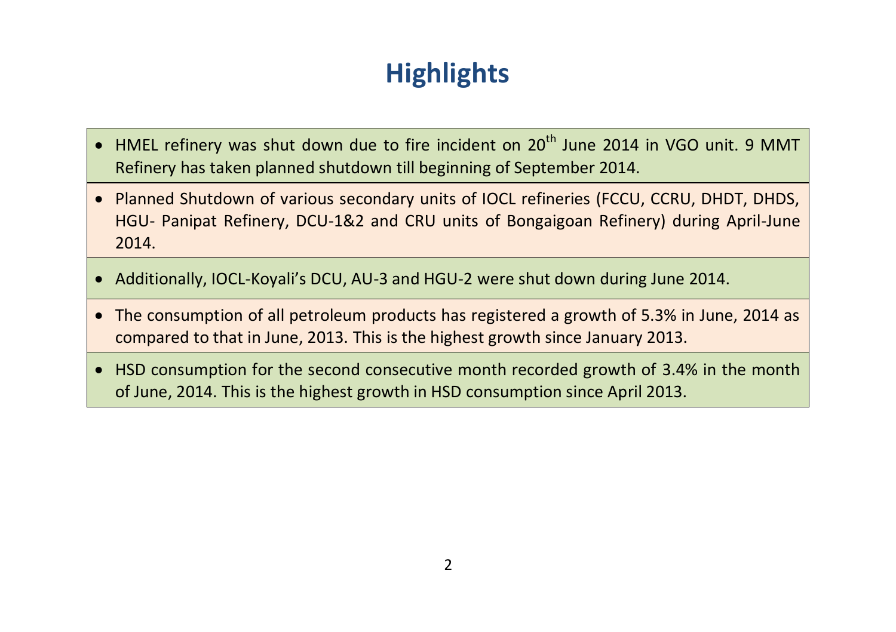# Highlights

- HMEL refinery was shut down due to fire incident on 20th June 2014 in VGO unit. 9 MMT Refinery has taken planned shutdown till beginning of September 2014.
- Planned Shutdown of various secondary units of IOCL refineries (FCCU, CCRU, DHDT, DHDS, HGU- Panipat Refinery, DCU-1&2 and CRU units of Bongaigoan Refinery) during April-June 2014.
- Additionally, IOCL-Koyali's DCU, AU-3 and HGU-2 were shut down during June 2014.
- The consumption of all petroleum products has registered a growth of 5.3% in June, 2014 as compared to that in June, 2013. This is the highest growth since January 2013.
- HSD consumption for the second consecutive month recorded growth of 3.4% in the month of June, 2014. This is the highest growth in HSD consumption since April 2013.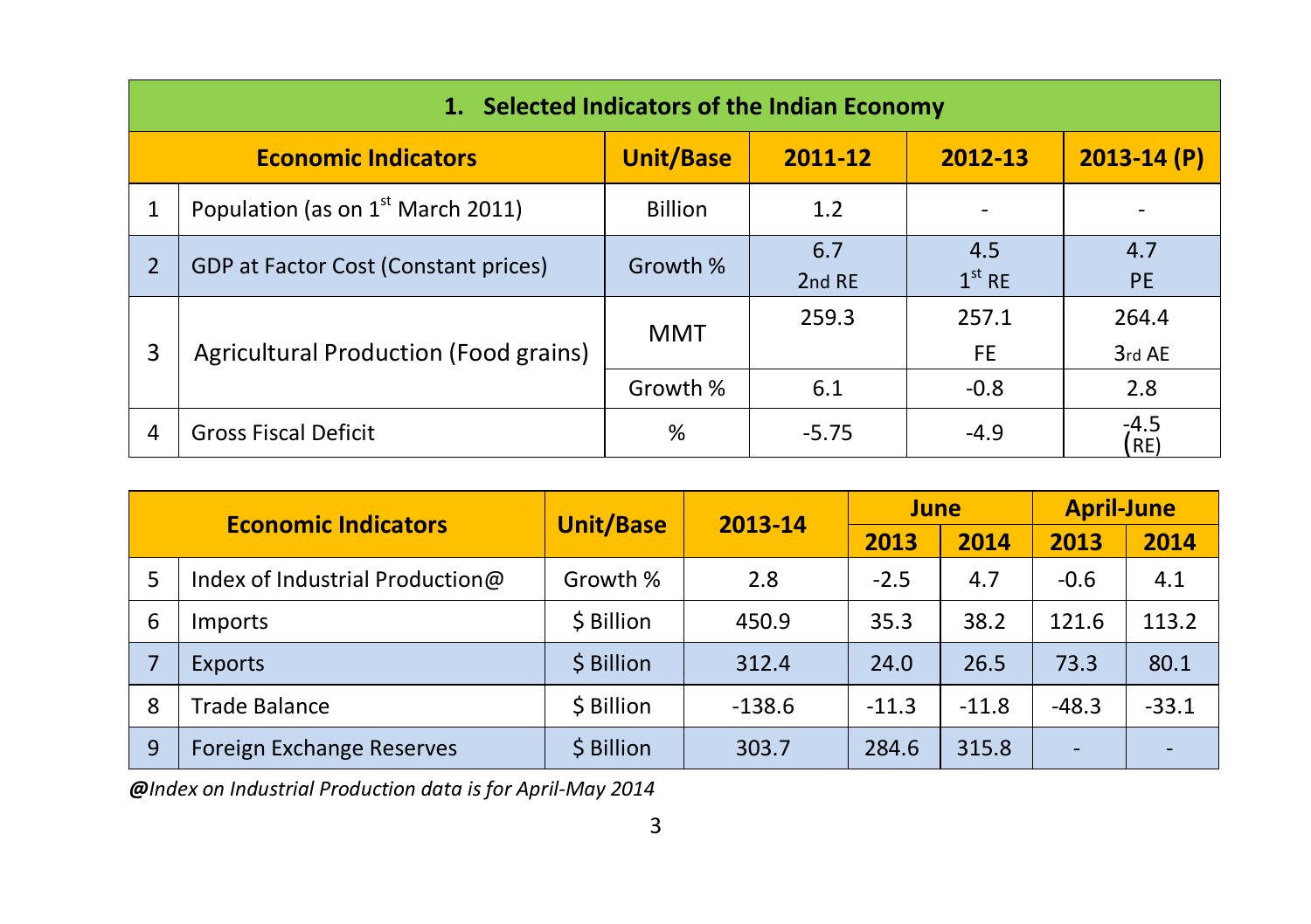## 1. Selected Indicators of the Indian Economy

| | Economic Indicators | Unit/Base | 2011-12 | 2012-13 | 2013-14 (P) |
|---|---|---|---|---|---|
| 1 | Population (as on 1st March 2011) | Billion | 1.2 | - | - |
| 2 | GDP at Factor Cost (Constant prices) | Growth % | 6.7 2nd RE | 4.5 1st RE | 4.7 PE |
| 3 | Agricultural Production (Food grains) | MMT | 259.3 | 257.1 FE | 264.4 3rd AE |
| | | Growth % | 6.1 | -0.8 | 2.8 |
| 4 | Gross Fiscal Deficit | % | -5.75 | -4.9 | -4.5 (RE) |

| | Economic Indicators | Unit/Base | 2013-14 | June | | April-June | |
|---|---|---|---|---|---|---|---|
| | | | | 2013 | 2014 | 2013 | 2014 |
| 5 | Index of Industrial Production@ | Growth % | 2.8 | -2.5 | 4.7 | -0.6 | 4.1 |
| 6 | Imports | $ Billion | 450.9 | 35.3 | 38.2 | 121.6 | 113.2 |
| 7 | Exports | $ Billion | 312.4 | 24.0 | 26.5 | 73.3 | 80.1 |
| 8 | Trade Balance | $ Billion | -138.6 | -11.3 | -11.8 | -48.3 | -33.1 |
| 9 | Foreign Exchange Reserves | $ Billion | 303.7 | 284.6 | 315.8 | - | - |

*@Index on Industrial Production data is for April-May 2014*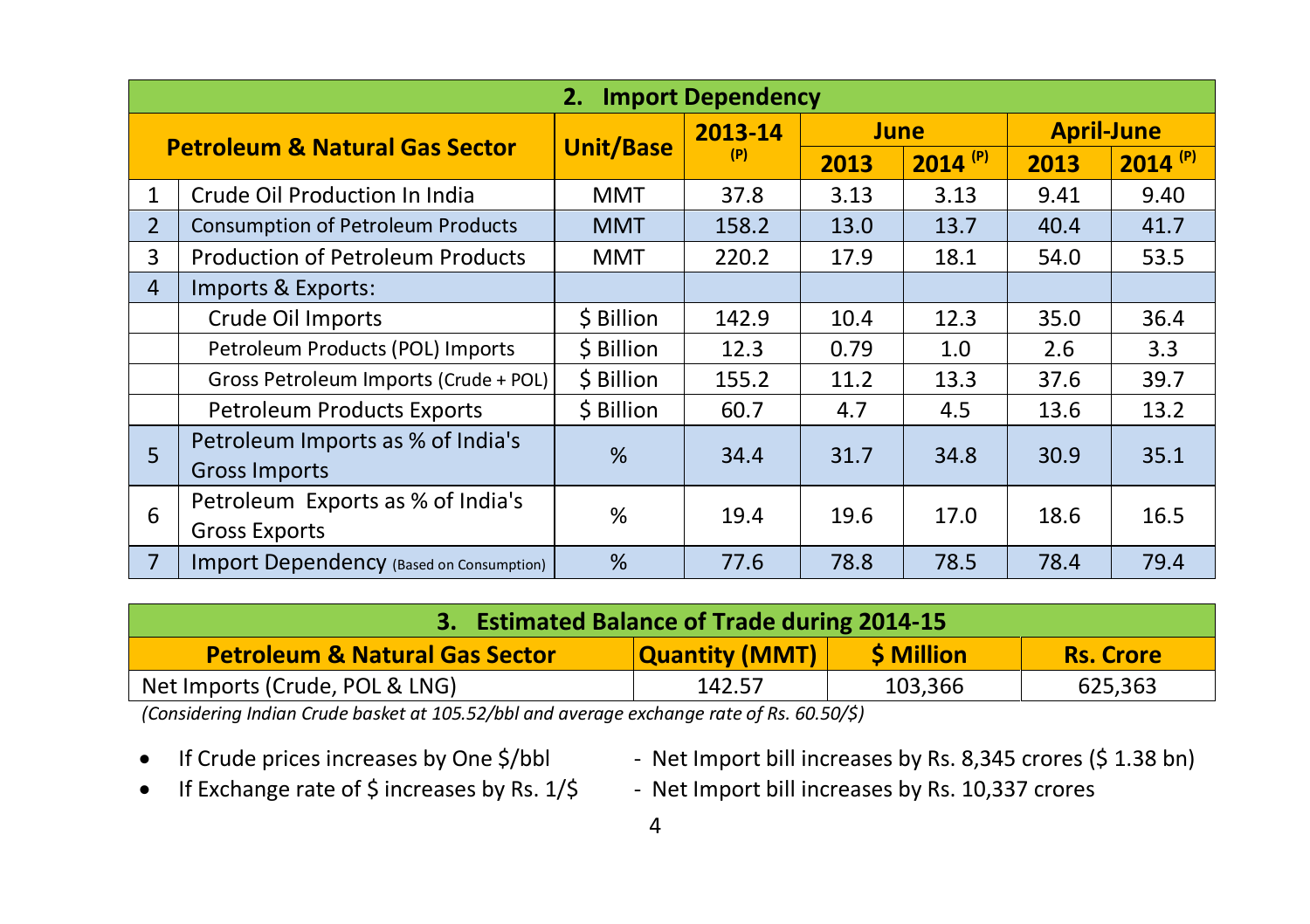## 2. Import Dependency

| | Petroleum & Natural Gas Sector | Unit/Base | 2013-14 (P) | June | | April-June | |
|---|---|---|---|---|---|---|---|
| | | | | 2013 | 2014 (P) | 2013 | 2014 (P) |
| 1 | Crude Oil Production In India | MMT | 37.8 | 3.13 | 3.13 | 9.41 | 9.40 |
| 2 | Consumption of Petroleum Products | MMT | 158.2 | 13.0 | 13.7 | 40.4 | 41.7 |
| 3 | Production of Petroleum Products | MMT | 220.2 | 17.9 | 18.1 | 54.0 | 53.5 |
| 4 | Imports & Exports: | | | | | | |
| | Crude Oil Imports | $ Billion | 142.9 | 10.4 | 12.3 | 35.0 | 36.4 |
| | Petroleum Products (POL) Imports | $ Billion | 12.3 | 0.79 | 1.0 | 2.6 | 3.3 |
| | Gross Petroleum Imports (Crude + POL) | $ Billion | 155.2 | 11.2 | 13.3 | 37.6 | 39.7 |
| | Petroleum Products Exports | $ Billion | 60.7 | 4.7 | 4.5 | 13.6 | 13.2 |
| 5 | Petroleum Imports as % of India's Gross Imports | % | 34.4 | 31.7 | 34.8 | 30.9 | 35.1 |
| 6 | Petroleum Exports as % of India's Gross Exports | % | 19.4 | 19.6 | 17.0 | 18.6 | 16.5 |
| 7 | Import Dependency (Based on Consumption) | % | 77.6 | 78.8 | 78.5 | 78.4 | 79.4 |

## 3. Estimated Balance of Trade during 2014-15

| Petroleum & Natural Gas Sector | Quantity (MMT) | $ Million | Rs. Crore |
|---|---|---|---|
| Net Imports (Crude, POL & LNG) | 142.57 | 103,366 | 625,363 |

*(Considering Indian Crude basket at 105.52/bbl and average exchange rate of Rs. 60.50/$)*

- If Crude prices increases by One $/bbl - Net Import bill increases by Rs. 8,345 crores ($ 1.38 bn)
- If Exchange rate of $ increases by Rs. 1/$ - Net Import bill increases by Rs. 10,337 crores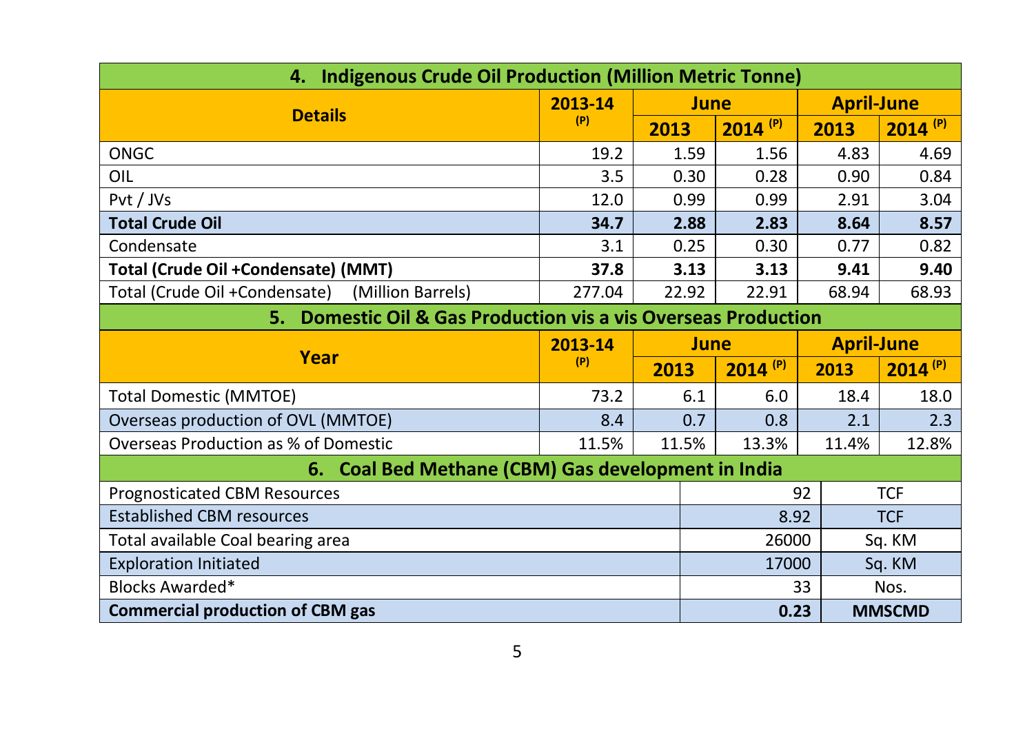## 4. Indigenous Crude Oil Production (Million Metric Tonne)

| Details | 2013-14 (P) | June | | April-June | |
|---|---|---|---|---|---|
| | | 2013 | 2014 (P) | 2013 | 2014 (P) |
| ONGC | 19.2 | 1.59 | 1.56 | 4.83 | 4.69 |
| OIL | 3.5 | 0.30 | 0.28 | 0.90 | 0.84 |
| Pvt / JVs | 12.0 | 0.99 | 0.99 | 2.91 | 3.04 |
| **Total Crude Oil** | **34.7** | **2.88** | **2.83** | **8.64** | **8.57** |
| Condensate | 3.1 | 0.25 | 0.30 | 0.77 | 0.82 |
| **Total (Crude Oil +Condensate) (MMT)** | **37.8** | **3.13** | **3.13** | **9.41** | **9.40** |
| Total (Crude Oil +Condensate) (Million Barrels) | 277.04 | 22.92 | 22.91 | 68.94 | 68.93 |

## 5. Domestic Oil & Gas Production vis a vis Overseas Production

| Year | 2013-14 (P) | June | | April-June | |
|---|---|---|---|---|---|
| | | 2013 | 2014 (P) | 2013 | 2014 (P) |
| Total Domestic (MMTOE) | 73.2 | 6.1 | 6.0 | 18.4 | 18.0 |
| Overseas production of OVL (MMTOE) | 8.4 | 0.7 | 0.8 | 2.1 | 2.3 |
| Overseas Production as % of Domestic | 11.5% | 11.5% | 13.3% | 11.4% | 12.8% |

## 6. Coal Bed Methane (CBM) Gas development in India

| Details | Value | Unit |
|---|---|---|
| Prognosticated CBM Resources | 92 | TCF |
| Established CBM resources | 8.92 | TCF |
| Total available Coal bearing area | 26000 | Sq. KM |
| Exploration Initiated | 17000 | Sq. KM |
| Blocks Awarded* | 33 | Nos. |
| **Commercial production of CBM gas** | **0.23** | **MMSCMD** |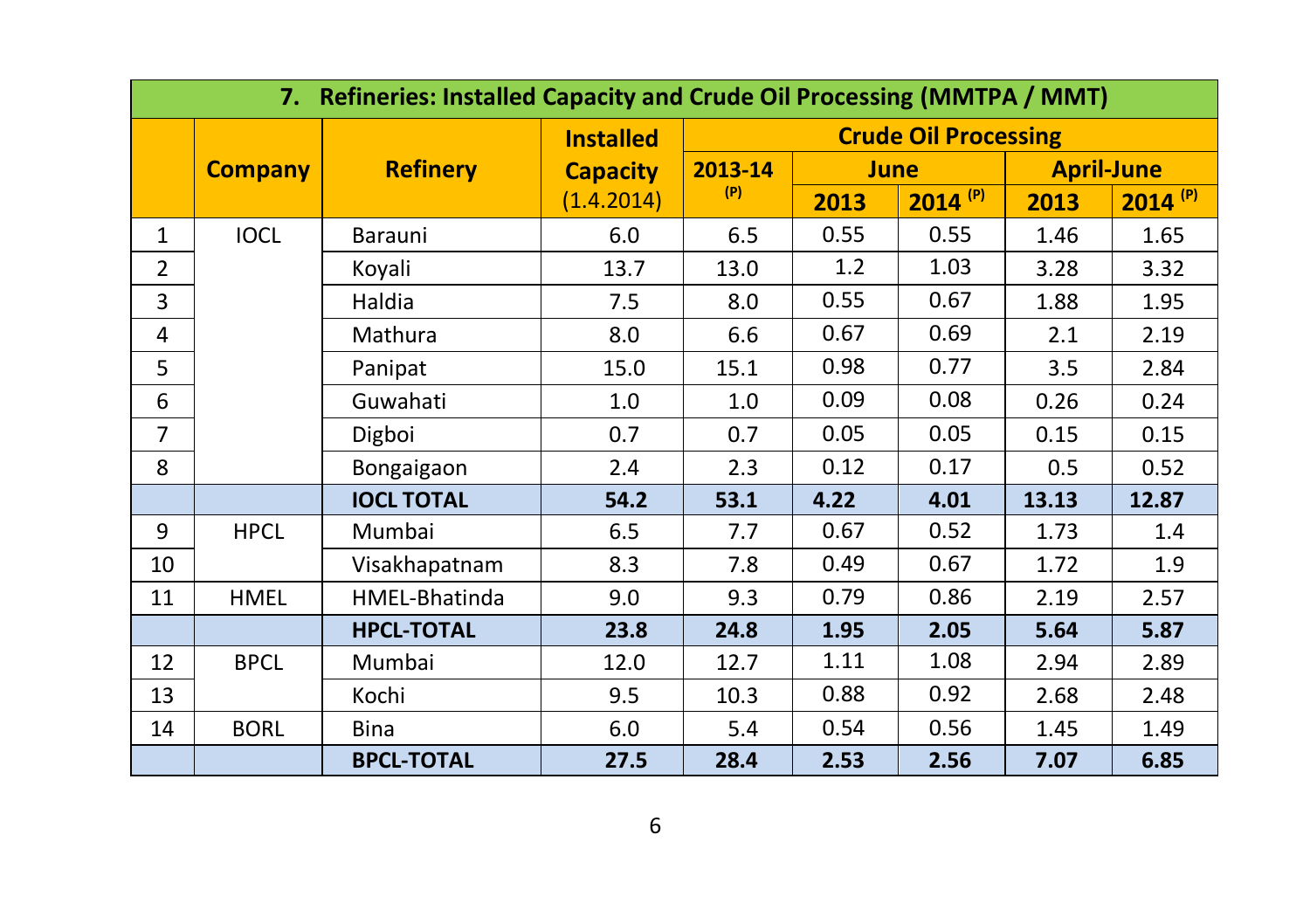## 7. Refineries: Installed Capacity and Crude Oil Processing (MMTPA / MMT)

| | Company | Refinery | Installed Capacity (1.4.2014) | Crude Oil Processing | | | | |
|---|---|---|---|---|---|---|---|---|
| | | | | 2013-14 (P) | June | | April-June | |
| | | | | | 2013 | 2014 (P) | 2013 | 2014 (P) |
| 1 | IOCL | Barauni | 6.0 | 6.5 | 0.55 | 0.55 | 1.46 | 1.65 |
| 2 | | Koyali | 13.7 | 13.0 | 1.2 | 1.03 | 3.28 | 3.32 |
| 3 | | Haldia | 7.5 | 8.0 | 0.55 | 0.67 | 1.88 | 1.95 |
| 4 | | Mathura | 8.0 | 6.6 | 0.67 | 0.69 | 2.1 | 2.19 |
| 5 | | Panipat | 15.0 | 15.1 | 0.98 | 0.77 | 3.5 | 2.84 |
| 6 | | Guwahati | 1.0 | 1.0 | 0.09 | 0.08 | 0.26 | 0.24 |
| 7 | | Digboi | 0.7 | 0.7 | 0.05 | 0.05 | 0.15 | 0.15 |
| 8 | | Bongaigaon | 2.4 | 2.3 | 0.12 | 0.17 | 0.5 | 0.52 |
| | | **IOCL TOTAL** | **54.2** | **53.1** | **4.22** | **4.01** | **13.13** | **12.87** |
| 9 | HPCL | Mumbai | 6.5 | 7.7 | 0.67 | 0.52 | 1.73 | 1.4 |
| 10 | | Visakhapatnam | 8.3 | 7.8 | 0.49 | 0.67 | 1.72 | 1.9 |
| 11 | HMEL | HMEL-Bhatinda | 9.0 | 9.3 | 0.79 | 0.86 | 2.19 | 2.57 |
| | | **HPCL-TOTAL** | **23.8** | **24.8** | **1.95** | **2.05** | **5.64** | **5.87** |
| 12 | BPCL | Mumbai | 12.0 | 12.7 | 1.11 | 1.08 | 2.94 | 2.89 |
| 13 | | Kochi | 9.5 | 10.3 | 0.88 | 0.92 | 2.68 | 2.48 |
| 14 | BORL | Bina | 6.0 | 5.4 | 0.54 | 0.56 | 1.45 | 1.49 |
| | | **BPCL-TOTAL** | **27.5** | **28.4** | **2.53** | **2.56** | **7.07** | **6.85** |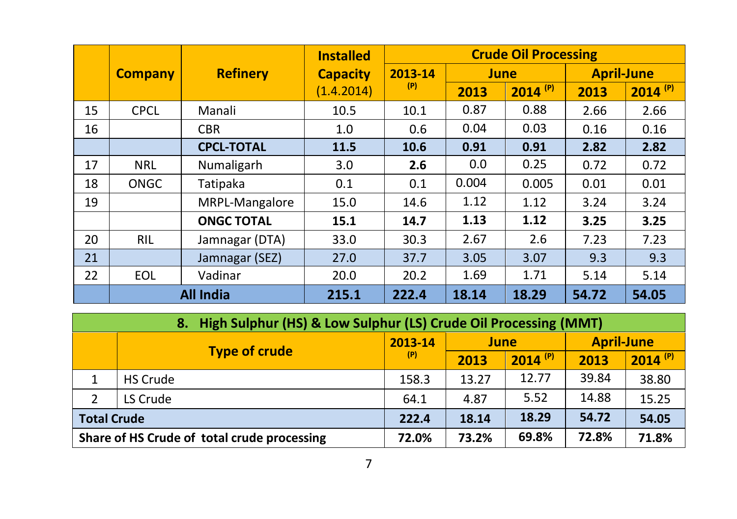|  | Company | Refinery | Installed Capacity (1.4.2014) | Crude Oil Processing | | | | |
|---|---|---|---|---|---|---|---|---|
|  |  |  |  | 2013-14 (P) | June | | April-June | |
|  |  |  |  |  | 2013 | 2014 (P) | 2013 | 2014 (P) |
| 15 | CPCL | Manali | 10.5 | 10.1 | 0.87 | 0.88 | 2.66 | 2.66 |
| 16 |  | CBR | 1.0 | 0.6 | 0.04 | 0.03 | 0.16 | 0.16 |
|  |  | **CPCL-TOTAL** | **11.5** | **10.6** | **0.91** | **0.91** | **2.82** | **2.82** |
| 17 | NRL | Numaligarh | 3.0 | **2.6** | 0.0 | 0.25 | 0.72 | 0.72 |
| 18 | ONGC | Tatipaka | 0.1 | 0.1 | 0.004 | 0.005 | 0.01 | 0.01 |
| 19 |  | MRPL-Mangalore | 15.0 | 14.6 | 1.12 | 1.12 | 3.24 | 3.24 |
|  |  | **ONGC TOTAL** | **15.1** | **14.7** | **1.13** | **1.12** | **3.25** | **3.25** |
| 20 | RIL | Jamnagar (DTA) | 33.0 | 30.3 | 2.67 | 2.6 | 7.23 | 7.23 |
| 21 |  | Jamnagar (SEZ) | 27.0 | 37.7 | 3.05 | 3.07 | 9.3 | 9.3 |
| 22 | EOL | Vadinar | 20.0 | 20.2 | 1.69 | 1.71 | 5.14 | 5.14 |
|  | **All India** |  | **215.1** | **222.4** | **18.14** | **18.29** | **54.72** | **54.05** |

## 8. High Sulphur (HS) & Low Sulphur (LS) Crude Oil Processing (MMT)

|  | Type of crude | 2013-14 (P) | June | | April-June | |
|---|---|---|---|---|---|---|
|  |  |  | 2013 | 2014 (P) | 2013 | 2014 (P) |
| 1 | HS Crude | 158.3 | 13.27 | 12.77 | 39.84 | 38.80 |
| 2 | LS Crude | 64.1 | 4.87 | 5.52 | 14.88 | 15.25 |
| **Total Crude** |  | **222.4** | **18.14** | **18.29** | **54.72** | **54.05** |
| **Share of HS Crude of total crude processing** |  | **72.0%** | **73.2%** | **69.8%** | **72.8%** | **71.8%** |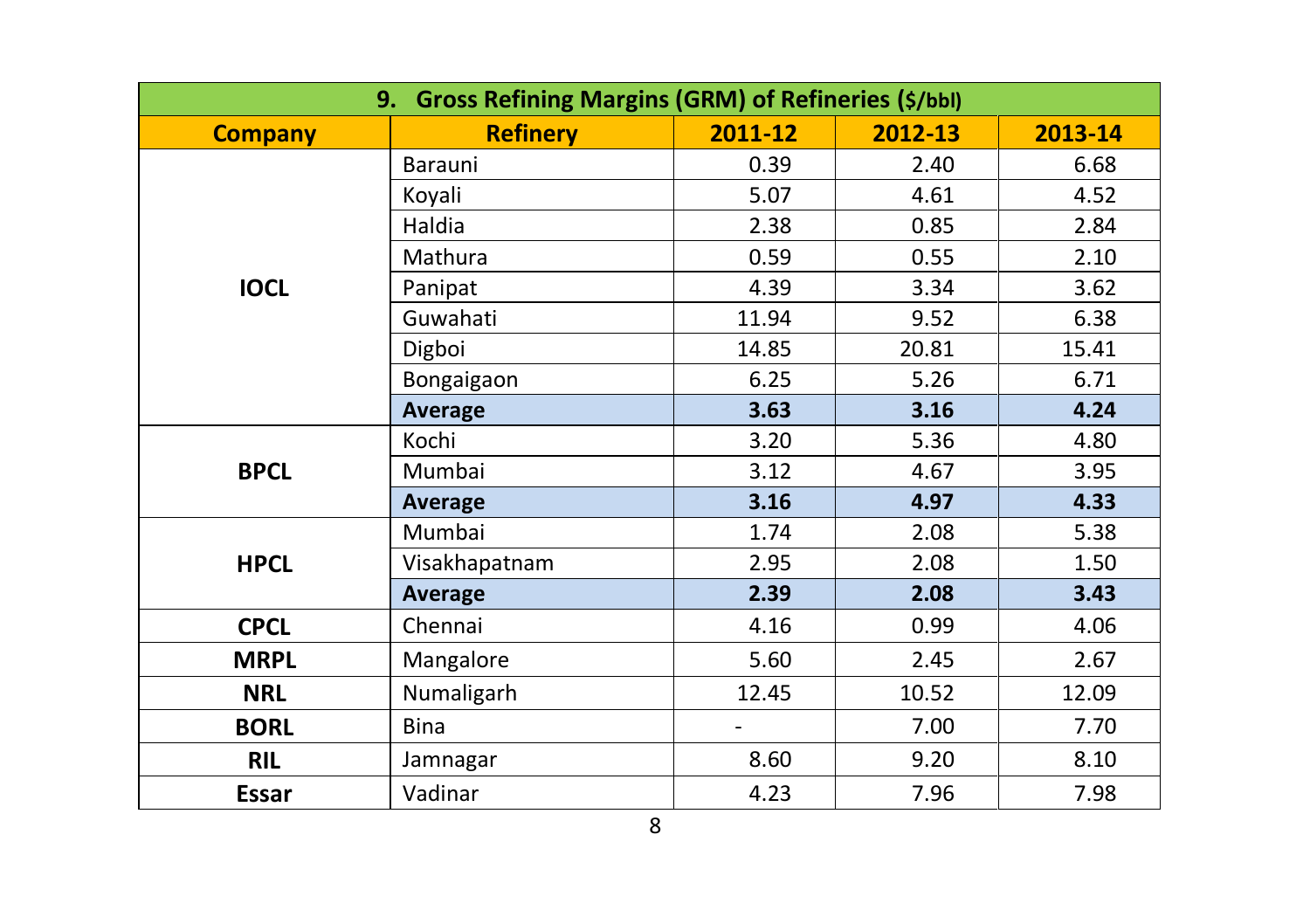## 9. Gross Refining Margins (GRM) of Refineries ($/bbl)

| Company | Refinery | 2011-12 | 2012-13 | 2013-14 |
|---|---|---|---|---|
| IOCL | Barauni | 0.39 | 2.40 | 6.68 |
| | Koyali | 5.07 | 4.61 | 4.52 |
| | Haldia | 2.38 | 0.85 | 2.84 |
| | Mathura | 0.59 | 0.55 | 2.10 |
| | Panipat | 4.39 | 3.34 | 3.62 |
| | Guwahati | 11.94 | 9.52 | 6.38 |
| | Digboi | 14.85 | 20.81 | 15.41 |
| | Bongaigaon | 6.25 | 5.26 | 6.71 |
| | **Average** | **3.63** | **3.16** | **4.24** |
| BPCL | Kochi | 3.20 | 5.36 | 4.80 |
| | Mumbai | 3.12 | 4.67 | 3.95 |
| | **Average** | **3.16** | **4.97** | **4.33** |
| HPCL | Mumbai | 1.74 | 2.08 | 5.38 |
| | Visakhapatnam | 2.95 | 2.08 | 1.50 |
| | **Average** | **2.39** | **2.08** | **3.43** |
| CPCL | Chennai | 4.16 | 0.99 | 4.06 |
| MRPL | Mangalore | 5.60 | 2.45 | 2.67 |
| NRL | Numaligarh | 12.45 | 10.52 | 12.09 |
| BORL | Bina | - | 7.00 | 7.70 |
| RIL | Jamnagar | 8.60 | 9.20 | 8.10 |
| Essar | Vadinar | 4.23 | 7.96 | 7.98 |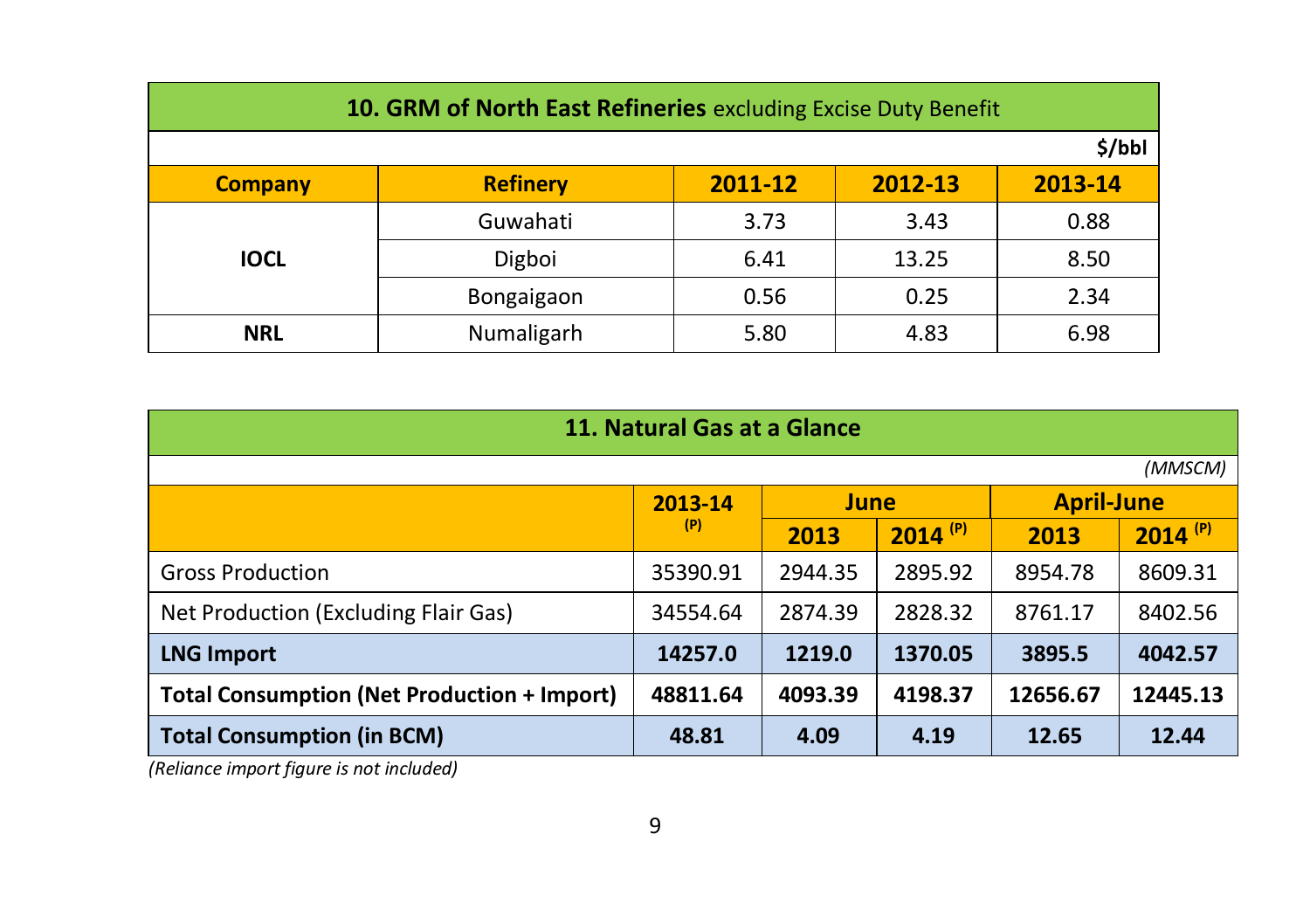| **10. GRM of North East Refineries** excluding Excise Duty Benefit | | | | |
|---|---|---|---|---|
| | | | | **$/bbl** |
| **Company** | **Refinery** | **2011-12** | **2012-13** | **2013-14** |
| **IOCL** | Guwahati | 3.73 | 3.43 | 0.88 |
| | Digboi | 6.41 | 13.25 | 8.50 |
| | Bongaigaon | 0.56 | 0.25 | 2.34 |
| **NRL** | Numaligarh | 5.80 | 4.83 | 6.98 |

| **11. Natural Gas at a Glance** | | | | | |
|---|---|---|---|---|---|
| | | | | | *(MMSCM)* |
| | **2013-14 (P)** | **June** | | **April-June** | |
| | | **2013** | **2014 (P)** | **2013** | **2014 (P)** |
| Gross Production | 35390.91 | 2944.35 | 2895.92 | 8954.78 | 8609.31 |
| Net Production (Excluding Flair Gas) | 34554.64 | 2874.39 | 2828.32 | 8761.17 | 8402.56 |
| **LNG Import** | **14257.0** | **1219.0** | **1370.05** | **3895.5** | **4042.57** |
| **Total Consumption (Net Production + Import)** | **48811.64** | **4093.39** | **4198.37** | **12656.67** | **12445.13** |
| **Total Consumption (in BCM)** | **48.81** | **4.09** | **4.19** | **12.65** | **12.44** |

*(Reliance import figure is not included)*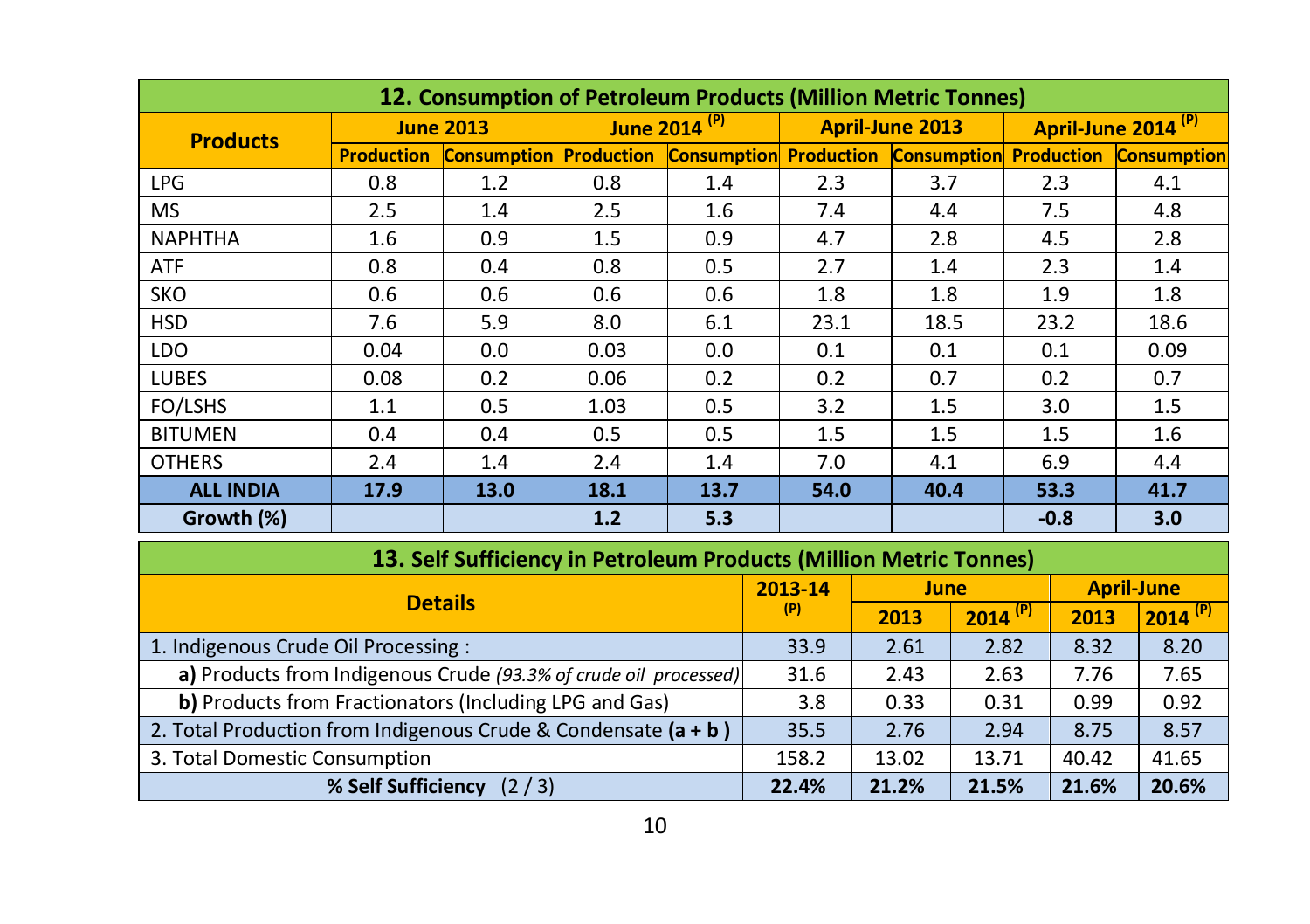| **12. Consumption of Petroleum Products (Million Metric Tonnes)** | | | | | | | | |
|---|---|---|---|---|---|---|---|---|
| **Products** | **June 2013** | | **June 2014 (P)** | | **April-June 2013** | | **April-June 2014 (P)** | |
| | **Production** | **Consumption** | **Production** | **Consumption** | **Production** | **Consumption** | **Production** | **Consumption** |
| LPG | 0.8 | 1.2 | 0.8 | 1.4 | 2.3 | 3.7 | 2.3 | 4.1 |
| MS | 2.5 | 1.4 | 2.5 | 1.6 | 7.4 | 4.4 | 7.5 | 4.8 |
| NAPHTHA | 1.6 | 0.9 | 1.5 | 0.9 | 4.7 | 2.8 | 4.5 | 2.8 |
| ATF | 0.8 | 0.4 | 0.8 | 0.5 | 2.7 | 1.4 | 2.3 | 1.4 |
| SKO | 0.6 | 0.6 | 0.6 | 0.6 | 1.8 | 1.8 | 1.9 | 1.8 |
| HSD | 7.6 | 5.9 | 8.0 | 6.1 | 23.1 | 18.5 | 23.2 | 18.6 |
| LDO | 0.04 | 0.0 | 0.03 | 0.0 | 0.1 | 0.1 | 0.1 | 0.09 |
| LUBES | 0.08 | 0.2 | 0.06 | 0.2 | 0.2 | 0.7 | 0.2 | 0.7 |
| FO/LSHS | 1.1 | 0.5 | 1.03 | 0.5 | 3.2 | 1.5 | 3.0 | 1.5 |
| BITUMEN | 0.4 | 0.4 | 0.5 | 0.5 | 1.5 | 1.5 | 1.5 | 1.6 |
| OTHERS | 2.4 | 1.4 | 2.4 | 1.4 | 7.0 | 4.1 | 6.9 | 4.4 |
| **ALL INDIA** | **17.9** | **13.0** | **18.1** | **13.7** | **54.0** | **40.4** | **53.3** | **41.7** |
| **Growth (%)** | | | **1.2** | **5.3** | | | **-0.8** | **3.0** |

| **13. Self Sufficiency in Petroleum Products (Million Metric Tonnes)** | | | | | |
|---|---|---|---|---|---|
| **Details** | **2013-14 (P)** | **June** | | **April-June** | |
| | | **2013** | **2014 (P)** | **2013** | **2014 (P)** |
| 1. Indigenous Crude Oil Processing : | 33.9 | 2.61 | 2.82 | 8.32 | 8.20 |
| **a)** Products from Indigenous Crude *(93.3% of crude oil processed)* | 31.6 | 2.43 | 2.63 | 7.76 | 7.65 |
| **b)** Products from Fractionators (Including LPG and Gas) | 3.8 | 0.33 | 0.31 | 0.99 | 0.92 |
| 2. Total Production from Indigenous Crude & Condensate **(a + b )** | 35.5 | 2.76 | 2.94 | 8.75 | 8.57 |
| 3. Total Domestic Consumption | 158.2 | 13.02 | 13.71 | 40.42 | 41.65 |
| **% Self Sufficiency** (2 / 3) | **22.4%** | **21.2%** | **21.5%** | **21.6%** | **20.6%** |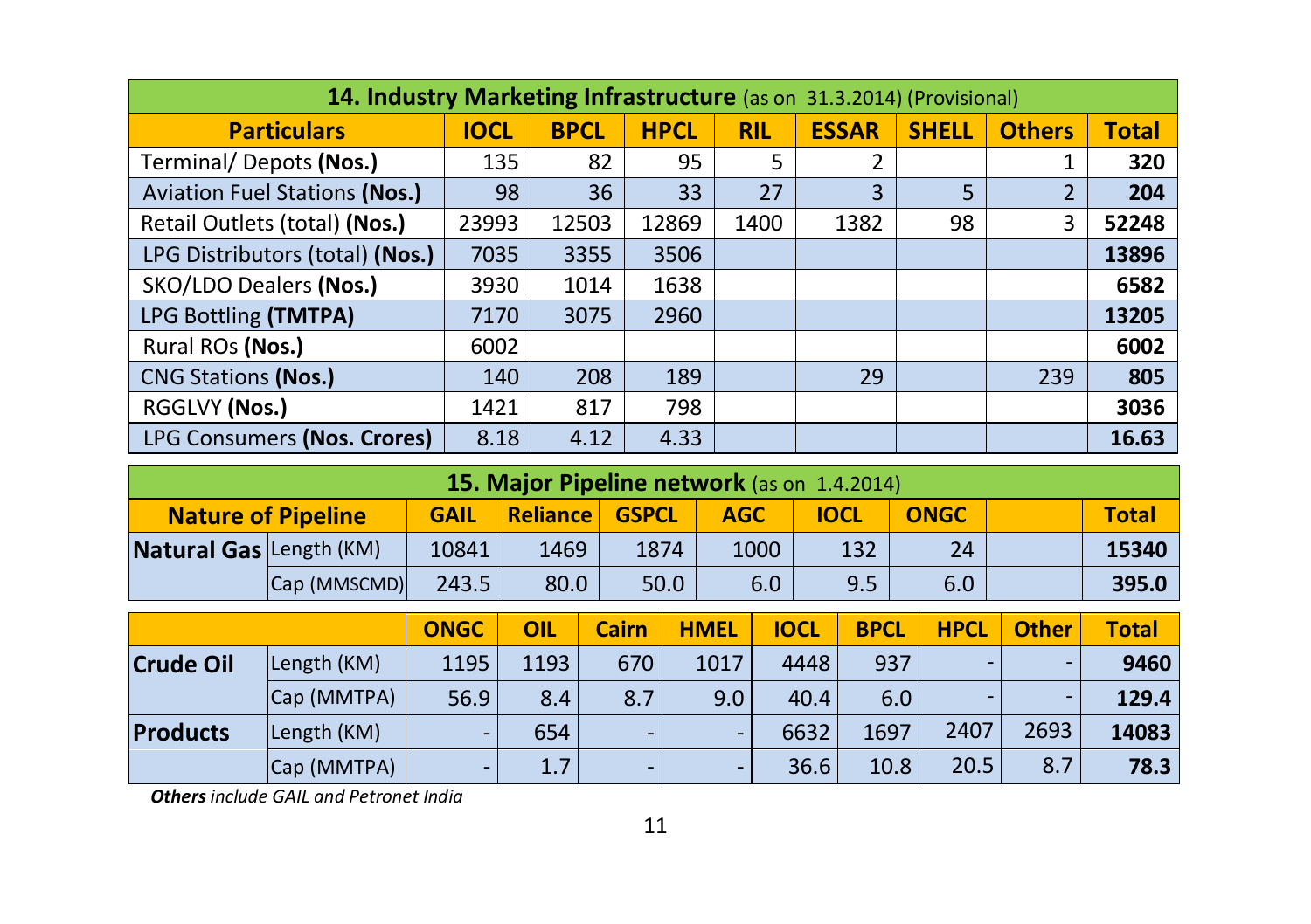## 14. Industry Marketing Infrastructure (as on 31.3.2014) (Provisional)

| Particulars | IOCL | BPCL | HPCL | RIL | ESSAR | SHELL | Others | Total |
|---|---|---|---|---|---|---|---|---|
| Terminal/ Depots **(Nos.)** | 135 | 82 | 95 | 5 | 2 | | 1 | **320** |
| Aviation Fuel Stations **(Nos.)** | 98 | 36 | 33 | 27 | 3 | 5 | 2 | **204** |
| Retail Outlets (total) **(Nos.)** | 23993 | 12503 | 12869 | 1400 | 1382 | 98 | 3 | **52248** |
| LPG Distributors (total) **(Nos.)** | 7035 | 3355 | 3506 | | | | | **13896** |
| SKO/LDO Dealers **(Nos.)** | 3930 | 1014 | 1638 | | | | | **6582** |
| LPG Bottling **(TMTPA)** | 7170 | 3075 | 2960 | | | | | **13205** |
| Rural ROs **(Nos.)** | 6002 | | | | | | | **6002** |
| CNG Stations **(Nos.)** | 140 | 208 | 189 | | 29 | | 239 | **805** |
| RGGLVY **(Nos.)** | 1421 | 817 | 798 | | | | | **3036** |
| LPG Consumers **(Nos. Crores)** | 8.18 | 4.12 | 4.33 | | | | | **16.63** |

## 15. Major Pipeline network (as on 1.4.2014)

| Nature of Pipeline | | GAIL | Reliance | GSPCL | AGC | IOCL | ONGC | | Total |
|---|---|---|---|---|---|---|---|---|---|
| **Natural Gas** | Length (KM) | 10841 | 1469 | 1874 | 1000 | 132 | 24 | | **15340** |
| | Cap (MMSCMD) | 243.5 | 80.0 | 50.0 | 6.0 | 9.5 | 6.0 | | **395.0** |

| | | ONGC | OIL | Cairn | HMEL | IOCL | BPCL | HPCL | Other | Total |
|---|---|---|---|---|---|---|---|---|---|---|
| **Crude Oil** | Length (KM) | 1195 | 1193 | 670 | 1017 | 4448 | 937 | - | - | **9460** |
| | Cap (MMTPA) | 56.9 | 8.4 | 8.7 | 9.0 | 40.4 | 6.0 | - | - | **129.4** |
| **Products** | Length (KM) | - | 654 | - | - | 6632 | 1697 | 2407 | 2693 | **14083** |
| | Cap (MMTPA) | - | 1.7 | - | - | 36.6 | 10.8 | 20.5 | 8.7 | **78.3** |

***Others*** *include GAIL and Petronet India*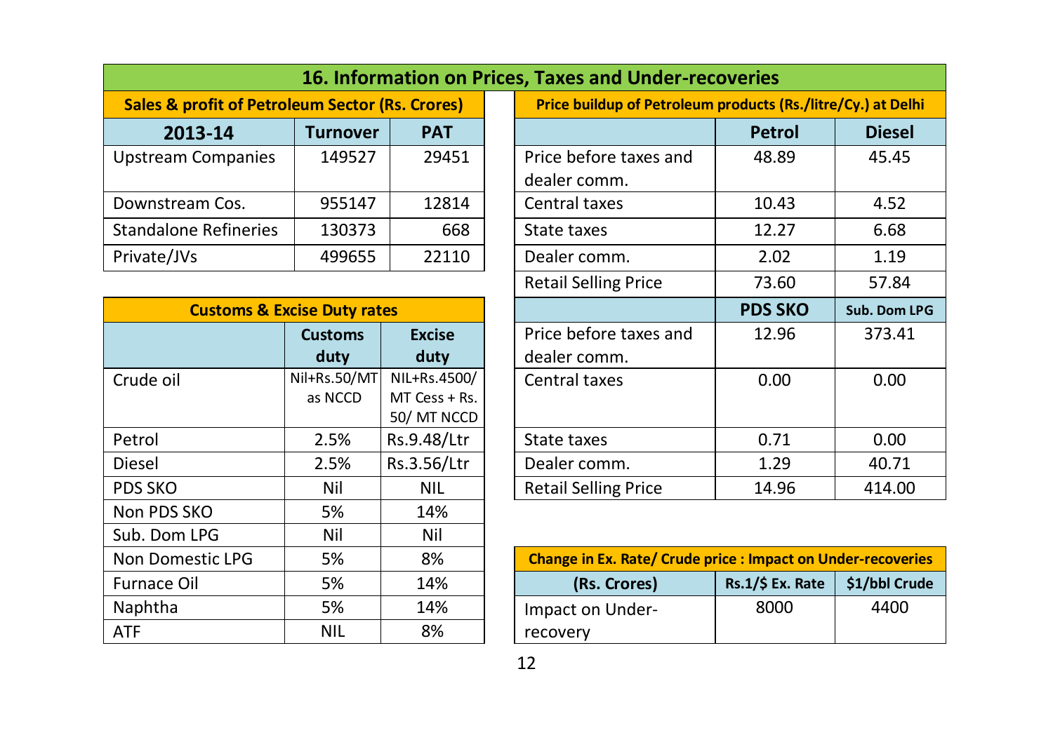# 16. Information on Prices, Taxes and Under-recoveries

## Sales & profit of Petroleum Sector (Rs. Crores)

| 2013-14 | Turnover | PAT |
|---|---|---|
| Upstream Companies | 149527 | 29451 |
| Downstream Cos. | 955147 | 12814 |
| Standalone Refineries | 130373 | 668 |
| Private/JVs | 499655 | 22110 |

## Customs & Excise Duty rates

| | Customs duty | Excise duty |
|---|---|---|
| Crude oil | Nil+Rs.50/MT as NCCD | NIL+Rs.4500/ MT Cess + Rs. 50/ MT NCCD |
| Petrol | 2.5% | Rs.9.48/Ltr |
| Diesel | 2.5% | Rs.3.56/Ltr |
| PDS SKO | Nil | NIL |
| Non PDS SKO | 5% | 14% |
| Sub. Dom LPG | Nil | Nil |
| Non Domestic LPG | 5% | 8% |
| Furnace Oil | 5% | 14% |
| Naphtha | 5% | 14% |
| ATF | NIL | 8% |

## Price buildup of Petroleum products (Rs./litre/Cy.) at Delhi

| | Petrol | Diesel |
|---|---|---|
| Price before taxes and dealer comm. | 48.89 | 45.45 |
| Central taxes | 10.43 | 4.52 |
| State taxes | 12.27 | 6.68 |
| Dealer comm. | 2.02 | 1.19 |
| Retail Selling Price | 73.60 | 57.84 |
| | **PDS SKO** | **Sub. Dom LPG** |
| Price before taxes and dealer comm. | 12.96 | 373.41 |
| Central taxes | 0.00 | 0.00 |
| State taxes | 0.71 | 0.00 |
| Dealer comm. | 1.29 | 40.71 |
| Retail Selling Price | 14.96 | 414.00 |

## Change in Ex. Rate/ Crude price : Impact on Under-recoveries

| (Rs. Crores) | Rs.1/$ Ex. Rate | $1/bbl Crude |
|---|---|---|
| Impact on Under-recovery | 8000 | 4400 |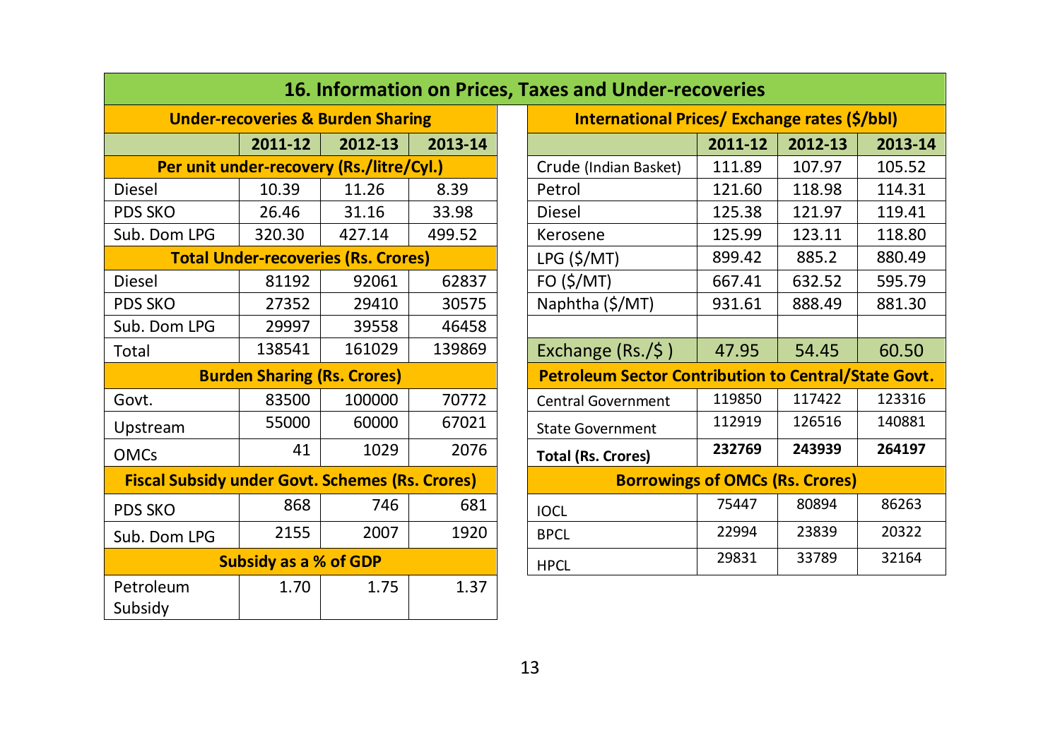# 16. Information on Prices, Taxes and Under-recoveries

## Under-recoveries & Burden Sharing

| | 2011-12 | 2012-13 | 2013-14 |
|---|---|---|---|
| **Per unit under-recovery (Rs./litre/Cyl.)** | | | |
| Diesel | 10.39 | 11.26 | 8.39 |
| PDS SKO | 26.46 | 31.16 | 33.98 |
| Sub. Dom LPG | 320.30 | 427.14 | 499.52 |
| **Total Under-recoveries (Rs. Crores)** | | | |
| Diesel | 81192 | 92061 | 62837 |
| PDS SKO | 27352 | 29410 | 30575 |
| Sub. Dom LPG | 29997 | 39558 | 46458 |
| Total | 138541 | 161029 | 139869 |
| **Burden Sharing (Rs. Crores)** | | | |
| Govt. | 83500 | 100000 | 70772 |
| Upstream | 55000 | 60000 | 67021 |
| OMCs | 41 | 1029 | 2076 |
| **Fiscal Subsidy under Govt. Schemes (Rs. Crores)** | | | |
| PDS SKO | 868 | 746 | 681 |
| Sub. Dom LPG | 2155 | 2007 | 1920 |
| **Subsidy as a % of GDP** | | | |
| Petroleum Subsidy | 1.70 | 1.75 | 1.37 |

## International Prices/ Exchange rates ($/bbl)

| | 2011-12 | 2012-13 | 2013-14 |
|---|---|---|---|
| Crude (Indian Basket) | 111.89 | 107.97 | 105.52 |
| Petrol | 121.60 | 118.98 | 114.31 |
| Diesel | 125.38 | 121.97 | 119.41 |
| Kerosene | 125.99 | 123.11 | 118.80 |
| LPG ($/MT) | 899.42 | 885.2 | 880.49 |
| FO ($/MT) | 667.41 | 632.52 | 595.79 |
| Naphtha ($/MT) | 931.61 | 888.49 | 881.30 |
| | | | |
| Exchange (Rs./$ ) | 47.95 | 54.45 | 60.50 |
| **Petroleum Sector Contribution to Central/State Govt.** | | | |
| Central Government | 119850 | 117422 | 123316 |
| State Government | 112919 | 126516 | 140881 |
| **Total (Rs. Crores)** | **232769** | **243939** | **264197** |
| **Borrowings of OMCs (Rs. Crores)** | | | |
| IOCL | 75447 | 80894 | 86263 |
| BPCL | 22994 | 23839 | 20322 |
| HPCL | 29831 | 33789 | 32164 |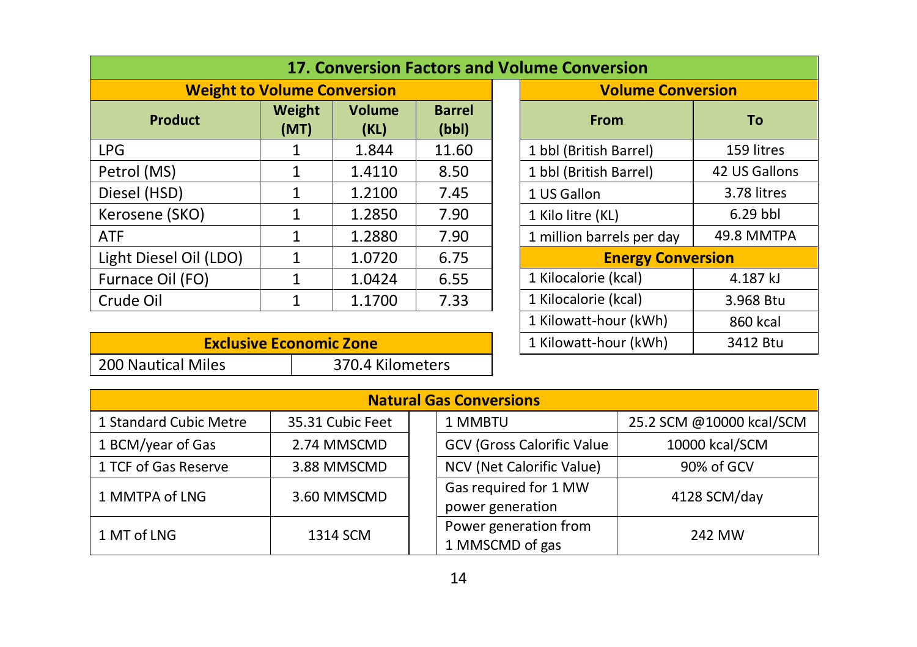## 17. Conversion Factors and Volume Conversion

### Weight to Volume Conversion

| Product | Weight (MT) | Volume (KL) | Barrel (bbl) |
|---|---|---|---|
| LPG | 1 | 1.844 | 11.60 |
| Petrol (MS) | 1 | 1.4110 | 8.50 |
| Diesel (HSD) | 1 | 1.2100 | 7.45 |
| Kerosene (SKO) | 1 | 1.2850 | 7.90 |
| ATF | 1 | 1.2880 | 7.90 |
| Light Diesel Oil (LDO) | 1 | 1.0720 | 6.75 |
| Furnace Oil (FO) | 1 | 1.0424 | 6.55 |
| Crude Oil | 1 | 1.1700 | 7.33 |

### Volume Conversion

| From | To |
|---|---|
| 1 bbl (British Barrel) | 159 litres |
| 1 bbl (British Barrel) | 42 US Gallons |
| 1 US Gallon | 3.78 litres |
| 1 Kilo litre (KL) | 6.29 bbl |
| 1 million barrels per day | 49.8 MMTPA |

### Energy Conversion

| | |
|---|---|
| 1 Kilocalorie (kcal) | 4.187 kJ |
| 1 Kilocalorie (kcal) | 3.968 Btu |
| 1 Kilowatt-hour (kWh) | 860 kcal |
| 1 Kilowatt-hour (kWh) | 3412 Btu |

### Exclusive Economic Zone

| | |
|---|---|
| 200 Nautical Miles | 370.4 Kilometers |

### Natural Gas Conversions

| | | | |
|---|---|---|---|
| 1 Standard Cubic Metre | 35.31 Cubic Feet | 1 MMBTU | 25.2 SCM @10000 kcal/SCM |
| 1 BCM/year of Gas | 2.74 MMSCMD | GCV (Gross Calorific Value | 10000 kcal/SCM |
| 1 TCF of Gas Reserve | 3.88 MMSCMD | NCV (Net Calorific Value) | 90% of GCV |
| 1 MMTPA of LNG | 3.60 MMSCMD | Gas required for 1 MW power generation | 4128 SCM/day |
| 1 MT of LNG | 1314 SCM | Power generation from 1 MMSCMD of gas | 242 MW |